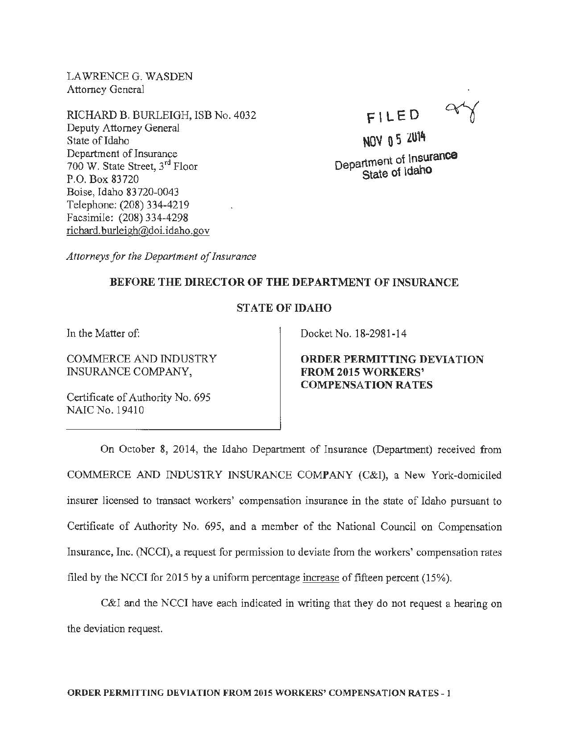LAWRENCE G. WASDEN
Attorney General

RICHARD B. BURLEIGH, ISB No. 4032
Deputy Attorney General
State of Idaho
Department of Insurance
700 W. State Street, 3rd Floor
P.O. Box 83720
Boise, Idaho 83720-0043
Telephone: (208) 334-4219
Facsimile: (208) 334-4298
richard.burleigh@doi.idaho.gov

FILED
NOV 05 2014
Department of Insurance
State of Idaho

*Attorneys for the Department of Insurance*

**BEFORE THE DIRECTOR OF THE DEPARTMENT OF INSURANCE**

**STATE OF IDAHO**

In the Matter of:

COMMERCE AND INDUSTRY INSURANCE COMPANY,

Certificate of Authority No. 695
NAIC No. 19410

Docket No. 18-2981-14

**ORDER PERMITTING DEVIATION FROM 2015 WORKERS' COMPENSATION RATES**

On October 8, 2014, the Idaho Department of Insurance (Department) received from COMMERCE AND INDUSTRY INSURANCE COMPANY (C&I), a New York-domiciled insurer licensed to transact workers' compensation insurance in the state of Idaho pursuant to Certificate of Authority No. 695, and a member of the National Council on Compensation Insurance, Inc. (NCCI), a request for permission to deviate from the workers' compensation rates filed by the NCCI for 2015 by a uniform percentage increase of fifteen percent (15%).

C&I and the NCCI have each indicated in writing that they do not request a hearing on the deviation request.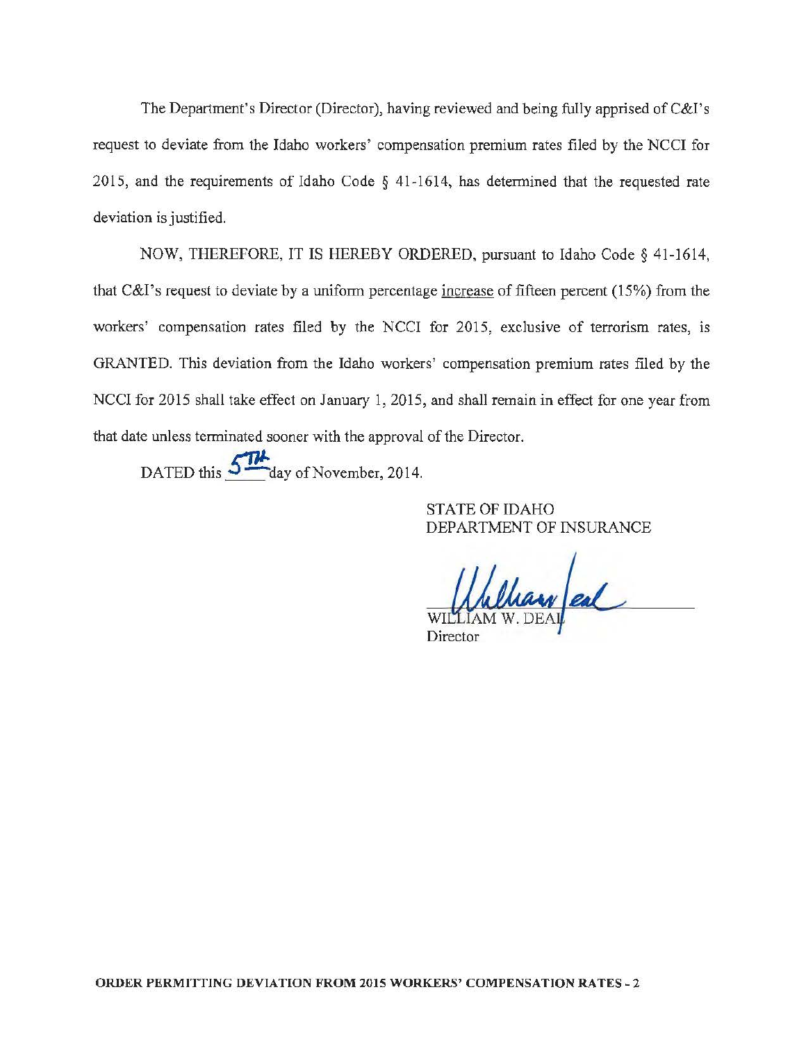The Department's Director (Director), having reviewed and being fully apprised of C&I's request to deviate from the Idaho workers' compensation premium rates filed by the NCCI for 2015, and the requirements of Idaho Code § 41-1614, has determined that the requested rate deviation is justified.

NOW, THEREFORE, IT IS HEREBY ORDERED, pursuant to Idaho Code § 41-1614, that C&I's request to deviate by a uniform percentage increase of fifteen percent (15%) from the workers' compensation rates filed by the NCCI for 2015, exclusive of terrorism rates, is GRANTED. This deviation from the Idaho workers' compensation premium rates filed by the NCCI for 2015 shall take effect on January 1, 2015, and shall remain in effect for one year from that date unless terminated sooner with the approval of the Director.

DATED this 5TH day of November, 2014.

STATE OF IDAHO
DEPARTMENT OF INSURANCE

WILLIAM W. DEAL
Director

**ORDER PERMITTING DEVIATION FROM 2015 WORKERS' COMPENSATION RATES - 2**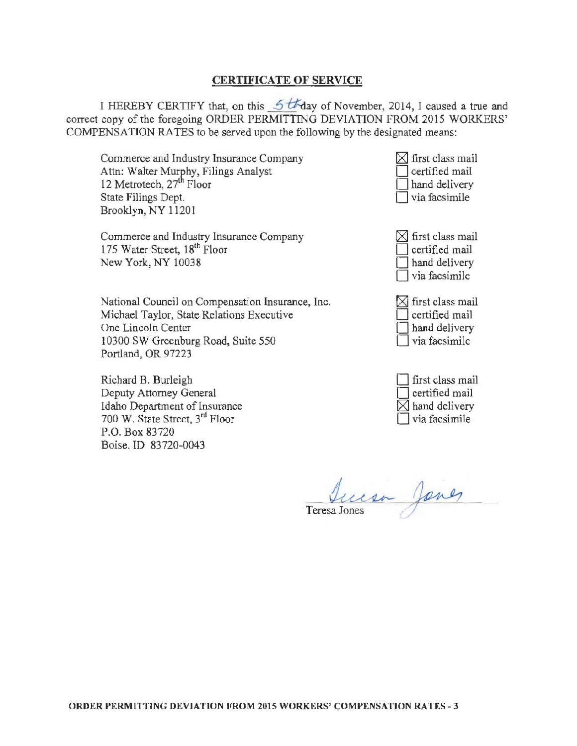## CERTIFICATE OF SERVICE

I HEREBY CERTIFY that, on this 5th day of November, 2014, I caused a true and correct copy of the foregoing ORDER PERMITTING DEVIATION FROM 2015 WORKERS' COMPENSATION RATES to be served upon the following by the designated means:

| | |
|---|---|
| Commerce and Industry Insurance Company<br>Attn: Walter Murphy, Filings Analyst<br>12 Metrotech, 27th Floor<br>State Filings Dept.<br>Brooklyn, NY 11201 | ☒ first class mail<br>☐ certified mail<br>☐ hand delivery<br>☐ via facsimile |
| Commerce and Industry Insurance Company<br>175 Water Street, 18th Floor<br>New York, NY 10038 | ☒ first class mail<br>☐ certified mail<br>☐ hand delivery<br>☐ via facsimile |
| National Council on Compensation Insurance, Inc.<br>Michael Taylor, State Relations Executive<br>One Lincoln Center<br>10300 SW Greenburg Road, Suite 550<br>Portland, OR 97223 | ☒ first class mail<br>☐ certified mail<br>☐ hand delivery<br>☐ via facsimile |
| Richard B. Burleigh<br>Deputy Attorney General<br>Idaho Department of Insurance<br>700 W. State Street, 3rd Floor<br>P.O. Box 83720<br>Boise, ID 83720-0043 | ☐ first class mail<br>☐ certified mail<br>☒ hand delivery<br>☐ via facsimile |

Teresa Jones

Teresa Jones

ORDER PERMITTING DEVIATION FROM 2015 WORKERS' COMPENSATION RATES - 3